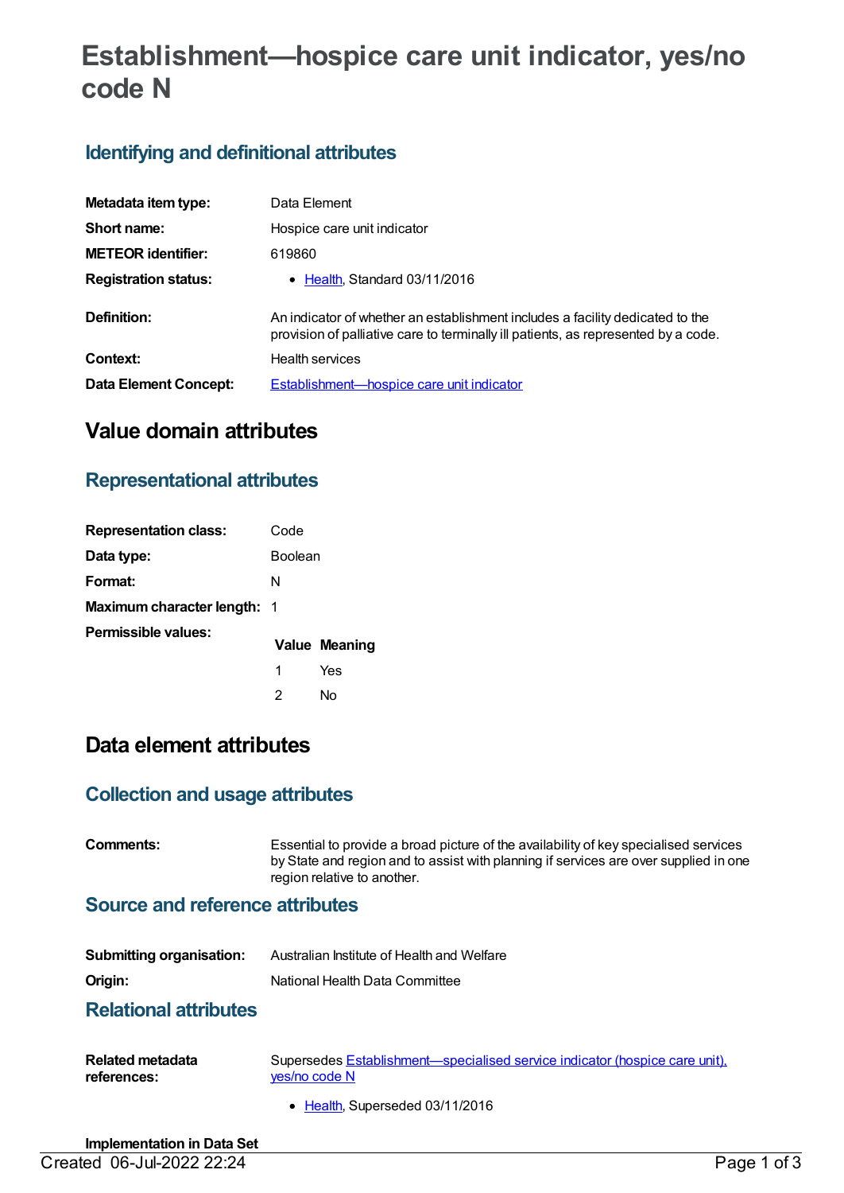# Establishment—hospice care unit indicator, yes/no code N

## Identifying and definitional attributes

| | |
|---|---|
| **Metadata item type:** | Data Element |
| **Short name:** | Hospice care unit indicator |
| **METEOR identifier:** | 619860 |
| **Registration status:** | • Health, Standard 03/11/2016 |
| **Definition:** | An indicator of whether an establishment includes a facility dedicated to the provision of palliative care to terminally ill patients, as represented by a code. |
| **Context:** | Health services |
| **Data Element Concept:** | Establishment—hospice care unit indicator |

# Value domain attributes

## Representational attributes

| | |
|---|---|
| **Representation class:** | Code |
| **Data type:** | Boolean |
| **Format:** | N |
| **Maximum character length:** | 1 |

**Permissible values:**

| Value | Meaning |
|---|---|
| 1 | Yes |
| 2 | No |

# Data element attributes

## Collection and usage attributes

| | |
|---|---|
| **Comments:** | Essential to provide a broad picture of the availability of key specialised services by State and region and to assist with planning if services are over supplied in one region relative to another. |

## Source and reference attributes

| | |
|---|---|
| **Submitting organisation:** | Australian Institute of Health and Welfare |
| **Origin:** | National Health Data Committee |

## Relational attributes

| | |
|---|---|
| **Related metadata references:** | Supersedes Establishment—specialised service indicator (hospice care unit), yes/no code N<br>• Health, Superseded 03/11/2016 |

**Implementation in Data Set**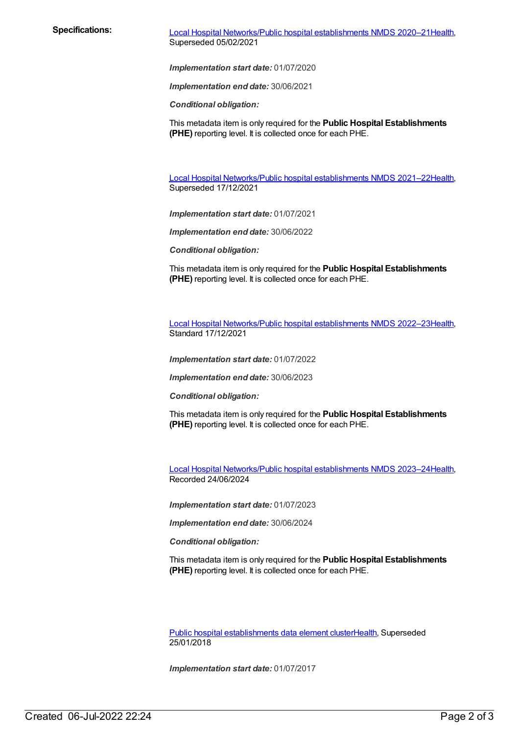**Specifications:**

Local Hospital Networks/Public hospital establishments NMDS 2020–21Health, Superseded 05/02/2021

***Implementation start date:*** 01/07/2020

***Implementation end date:*** 30/06/2021

***Conditional obligation:***

This metadata item is only required for the **Public Hospital Establishments (PHE)** reporting level. It is collected once for each PHE.

Local Hospital Networks/Public hospital establishments NMDS 2021–22Health, Superseded 17/12/2021

***Implementation start date:*** 01/07/2021

***Implementation end date:*** 30/06/2022

***Conditional obligation:***

This metadata item is only required for the **Public Hospital Establishments (PHE)** reporting level. It is collected once for each PHE.

Local Hospital Networks/Public hospital establishments NMDS 2022–23Health, Standard 17/12/2021

***Implementation start date:*** 01/07/2022

***Implementation end date:*** 30/06/2023

***Conditional obligation:***

This metadata item is only required for the **Public Hospital Establishments (PHE)** reporting level. It is collected once for each PHE.

Local Hospital Networks/Public hospital establishments NMDS 2023–24Health, Recorded 24/06/2024

***Implementation start date:*** 01/07/2023

***Implementation end date:*** 30/06/2024

***Conditional obligation:***

This metadata item is only required for the **Public Hospital Establishments (PHE)** reporting level. It is collected once for each PHE.

Public hospital establishments data element clusterHealth, Superseded 25/01/2018

***Implementation start date:*** 01/07/2017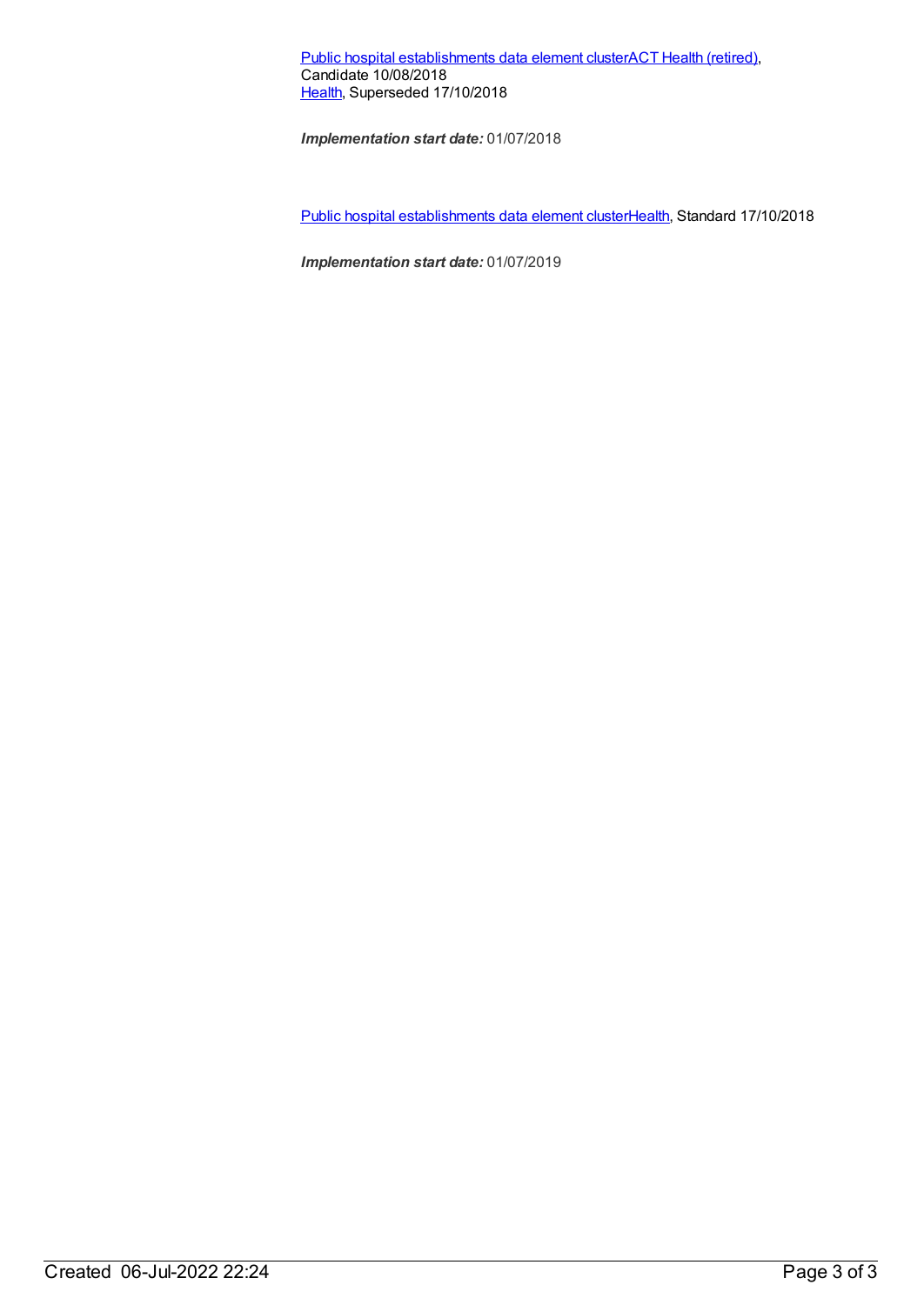Public hospital establishments data element clusterACT Health (retired), Candidate 10/08/2018
Health, Superseded 17/10/2018

***Implementation start date:*** 01/07/2018

Public hospital establishments data element clusterHealth, Standard 17/10/2018

***Implementation start date:*** 01/07/2019